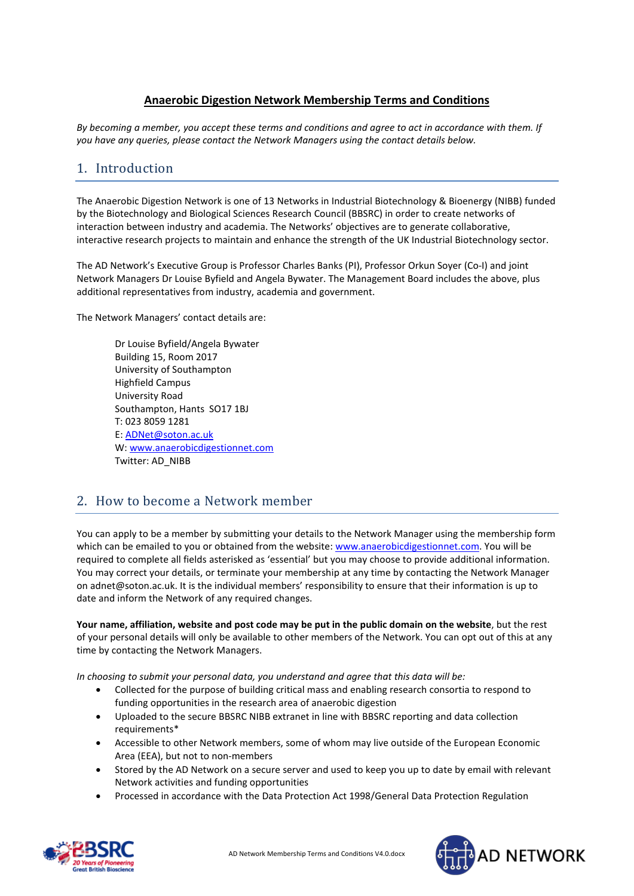# Anaerobic Digestion Network Membership Terms and Conditions

*By becoming a member, you accept these terms and conditions and agree to act in accordance with them. If you have any queries, please contact the Network Managers using the contact details below.*

## 1. Introduction

The Anaerobic Digestion Network is one of 13 Networks in Industrial Biotechnology & Bioenergy (NIBB) funded by the Biotechnology and Biological Sciences Research Council (BBSRC) in order to create networks of interaction between industry and academia. The Networks' objectives are to generate collaborative, interactive research projects to maintain and enhance the strength of the UK Industrial Biotechnology sector.

The AD Network's Executive Group is Professor Charles Banks (PI), Professor Orkun Soyer (Co-I) and joint Network Managers Dr Louise Byfield and Angela Bywater. The Management Board includes the above, plus additional representatives from industry, academia and government.

The Network Managers' contact details are:

Dr Louise Byfield/Angela Bywater
Building 15, Room 2017
University of Southampton
Highfield Campus
University Road
Southampton, Hants SO17 1BJ
T: 023 8059 1281
E: [ADNet@soton.ac.uk](mailto:ADNet@soton.ac.uk)
W: [www.anaerobicdigestionnet.com](http://www.anaerobicdigestionnet.com)
Twitter: AD_NIBB

## 2. How to become a Network member

You can apply to be a member by submitting your details to the Network Manager using the membership form which can be emailed to you or obtained from the website: [www.anaerobicdigestionnet.com](http://www.anaerobicdigestionnet.com). You will be required to complete all fields asterisked as 'essential' but you may choose to provide additional information. You may correct your details, or terminate your membership at any time by contacting the Network Manager on adnet@soton.ac.uk. It is the individual members' responsibility to ensure that their information is up to date and inform the Network of any required changes.

**Your name, affiliation, website and post code may be put in the public domain on the website**, but the rest of your personal details will only be available to other members of the Network. You can opt out of this at any time by contacting the Network Managers.

*In choosing to submit your personal data, you understand and agree that this data will be:*

- Collected for the purpose of building critical mass and enabling research consortia to respond to funding opportunities in the research area of anaerobic digestion
- Uploaded to the secure BBSRC NIBB extranet in line with BBSRC reporting and data collection requirements*
- Accessible to other Network members, some of whom may live outside of the European Economic Area (EEA), but not to non-members
- Stored by the AD Network on a secure server and used to keep you up to date by email with relevant Network activities and funding opportunities
- Processed in accordance with the Data Protection Act 1998/General Data Protection Regulation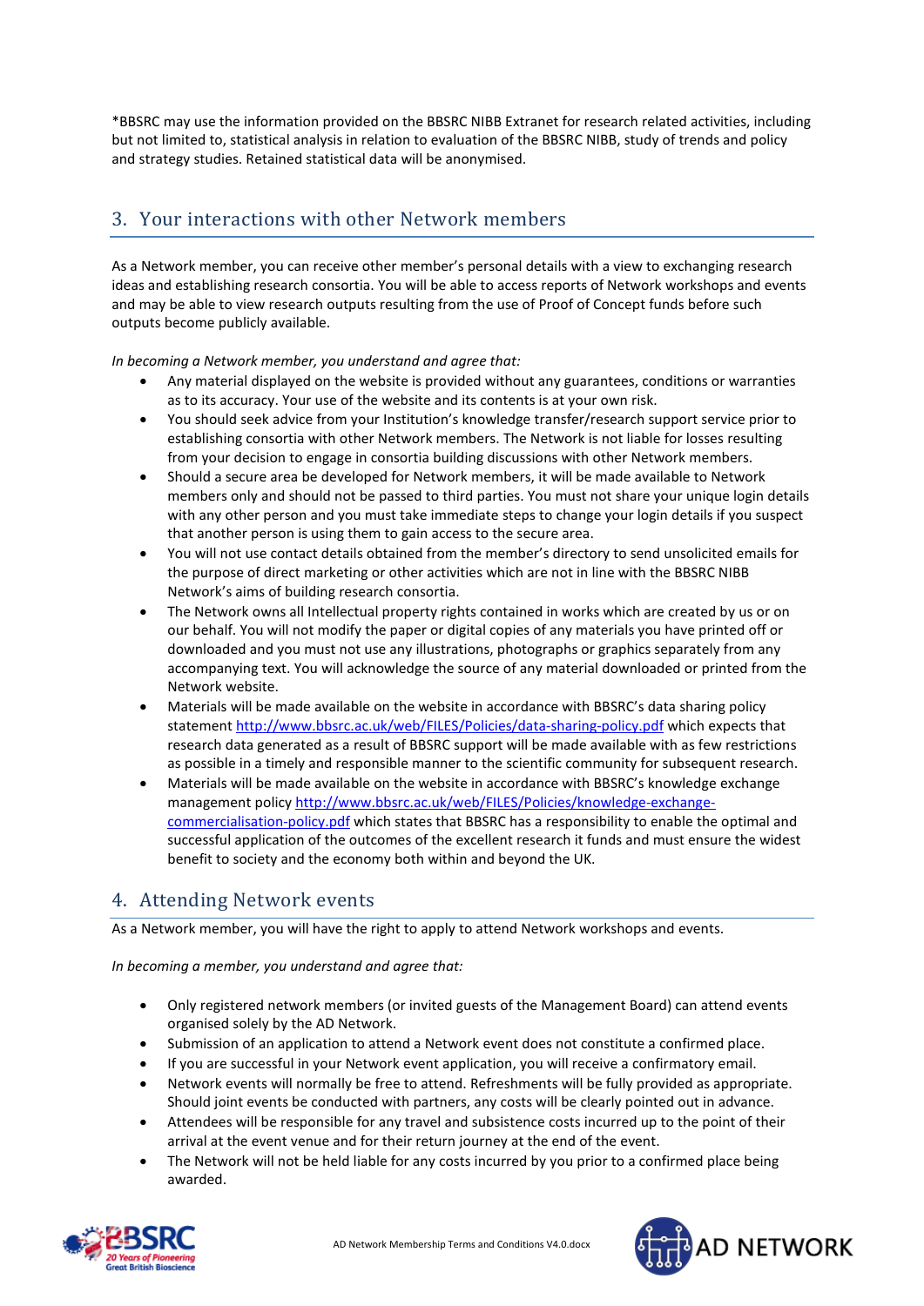*BBSRC may use the information provided on the BBSRC NIBB Extranet for research related activities, including but not limited to, statistical analysis in relation to evaluation of the BBSRC NIBB, study of trends and policy and strategy studies. Retained statistical data will be anonymised.

## 3. Your interactions with other Network members

As a Network member, you can receive other member's personal details with a view to exchanging research ideas and establishing research consortia. You will be able to access reports of Network workshops and events and may be able to view research outputs resulting from the use of Proof of Concept funds before such outputs become publicly available.

*In becoming a Network member, you understand and agree that:*

- Any material displayed on the website is provided without any guarantees, conditions or warranties as to its accuracy. Your use of the website and its contents is at your own risk.
- You should seek advice from your Institution's knowledge transfer/research support service prior to establishing consortia with other Network members. The Network is not liable for losses resulting from your decision to engage in consortia building discussions with other Network members.
- Should a secure area be developed for Network members, it will be made available to Network members only and should not be passed to third parties. You must not share your unique login details with any other person and you must take immediate steps to change your login details if you suspect that another person is using them to gain access to the secure area.
- You will not use contact details obtained from the member's directory to send unsolicited emails for the purpose of direct marketing or other activities which are not in line with the BBSRC NIBB Network's aims of building research consortia.
- The Network owns all Intellectual property rights contained in works which are created by us or on our behalf. You will not modify the paper or digital copies of any materials you have printed off or downloaded and you must not use any illustrations, photographs or graphics separately from any accompanying text. You will acknowledge the source of any material downloaded or printed from the Network website.
- Materials will be made available on the website in accordance with BBSRC's data sharing policy statement http://www.bbsrc.ac.uk/web/FILES/Policies/data-sharing-policy.pdf which expects that research data generated as a result of BBSRC support will be made available with as few restrictions as possible in a timely and responsible manner to the scientific community for subsequent research.
- Materials will be made available on the website in accordance with BBSRC's knowledge exchange management policy http://www.bbsrc.ac.uk/web/FILES/Policies/knowledge-exchange-commercialisation-policy.pdf which states that BBSRC has a responsibility to enable the optimal and successful application of the outcomes of the excellent research it funds and must ensure the widest benefit to society and the economy both within and beyond the UK.

## 4. Attending Network events

As a Network member, you will have the right to apply to attend Network workshops and events.

*In becoming a member, you understand and agree that:*

- Only registered network members (or invited guests of the Management Board) can attend events organised solely by the AD Network.
- Submission of an application to attend a Network event does not constitute a confirmed place.
- If you are successful in your Network event application, you will receive a confirmatory email.
- Network events will normally be free to attend. Refreshments will be fully provided as appropriate. Should joint events be conducted with partners, any costs will be clearly pointed out in advance.
- Attendees will be responsible for any travel and subsistence costs incurred up to the point of their arrival at the event venue and for their return journey at the end of the event.
- The Network will not be held liable for any costs incurred by you prior to a confirmed place being awarded.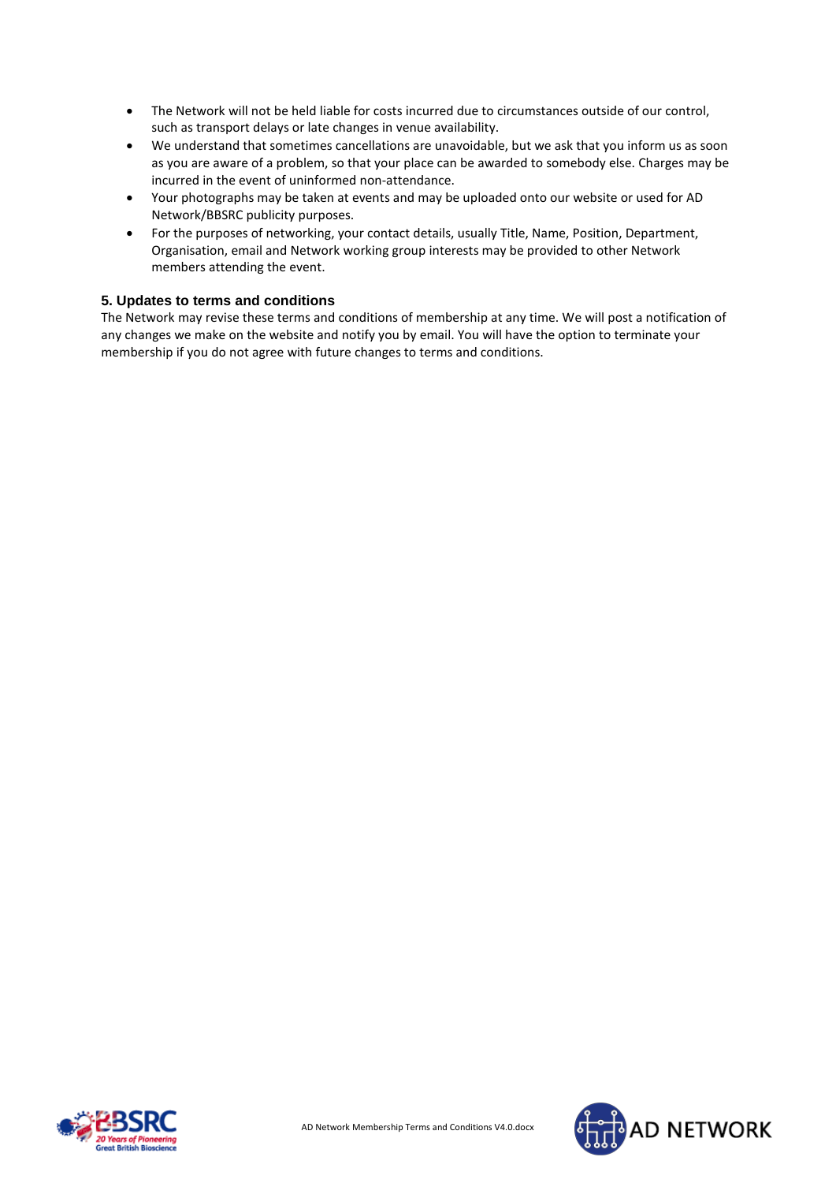- The Network will not be held liable for costs incurred due to circumstances outside of our control, such as transport delays or late changes in venue availability.
- We understand that sometimes cancellations are unavoidable, but we ask that you inform us as soon as you are aware of a problem, so that your place can be awarded to somebody else. Charges may be incurred in the event of uninformed non-attendance.
- Your photographs may be taken at events and may be uploaded onto our website or used for AD Network/BBSRC publicity purposes.
- For the purposes of networking, your contact details, usually Title, Name, Position, Department, Organisation, email and Network working group interests may be provided to other Network members attending the event.

### 5. Updates to terms and conditions

The Network may revise these terms and conditions of membership at any time. We will post a notification of any changes we make on the website and notify you by email. You will have the option to terminate your membership if you do not agree with future changes to terms and conditions.